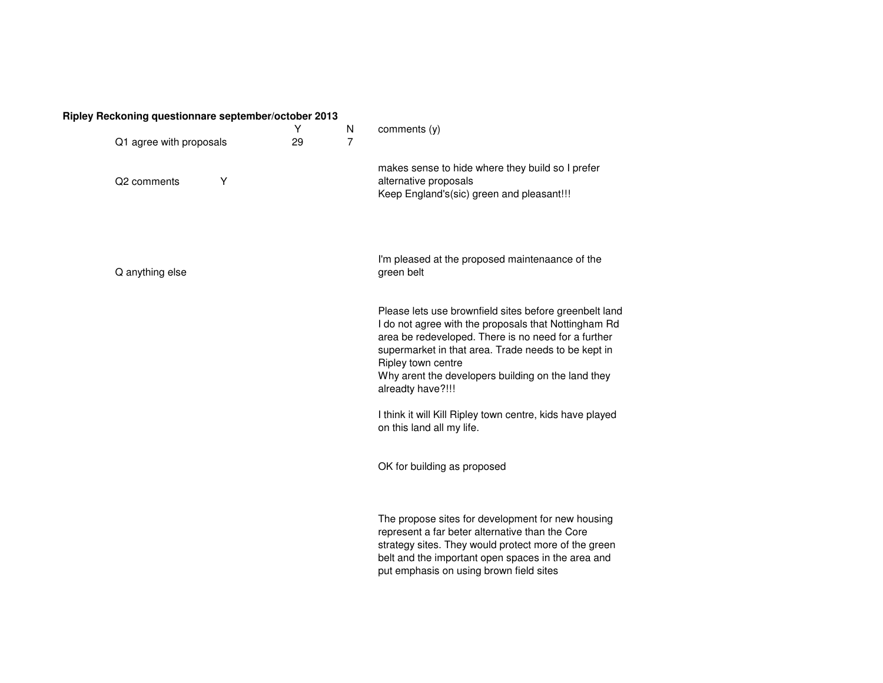**Ripley Reckoning questionnare september/october 2013**

| | | Y | N | comments (y) |
|---|---|---|---|---|
| Q1 agree with proposals | | 29 | 7 | |
| Q2 comments | Y | | | makes sense to hide where they build so I prefer alternative proposals<br>Keep England's(sic) green and pleasant!!! |
| Q anything else | | | | I'm pleased at the proposed maintenaance of the green belt |
| | | | | Please lets use brownfield sites before greenbelt land<br>I do not agree with the proposals that Nottingham Rd area be redeveloped. There is no need for a further supermarket in that area. Trade needs to be kept in Ripley town centre<br>Why arent the developers building on the land they alreadty have?!!! |
| | | | | I think it will Kill Ripley town centre, kids have played on this land all my life. |
| | | | | OK for building as proposed |
| | | | | The propose sites for development for new housing represent a far beter alternative than the Core strategy sites. They would protect more of the green belt and the important open spaces in the area and put emphasis on using brown field sites |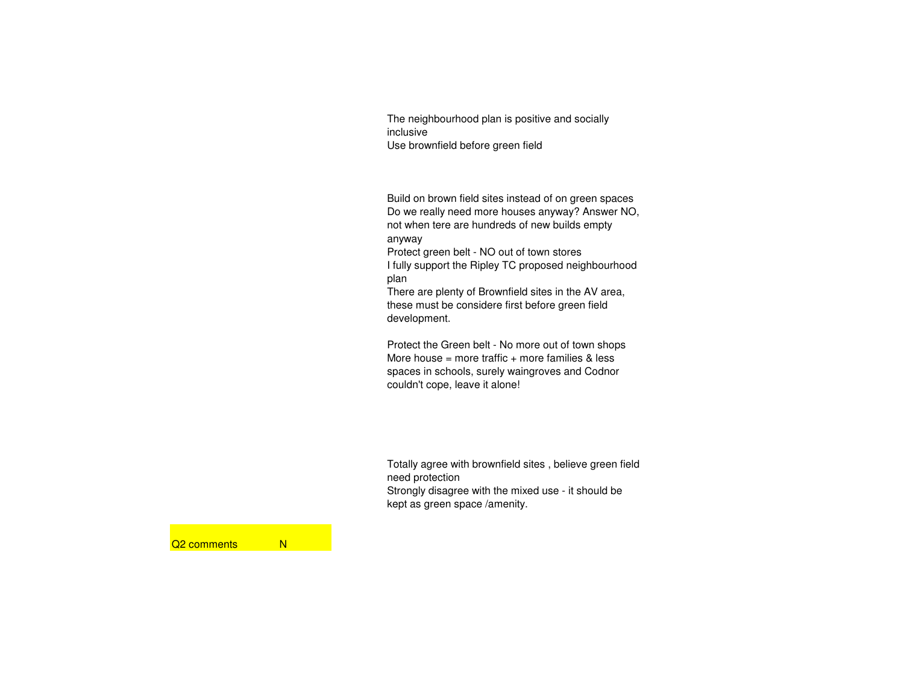The neighbourhood plan is positive and socially inclusive

Use brownfield before green field

Build on brown field sites instead of on green spaces

Do we really need more houses anyway? Answer NO, not when tere are hundreds of new builds empty anyway

Protect green belt - NO out of town stores

I fully support the Ripley TC proposed neighbourhood plan

There are plenty of Brownfield sites in the AV area, these must be considere first before green field development.

Protect the Green belt - No more out of town shops

More house = more traffic + more families & less spaces in schools, surely waingroves and Codnor couldn't cope, leave it alone!

Totally agree with brownfield sites , believe green field need protection

Strongly disagree with the mixed use - it should be kept as green space /amenity.

| Q2 comments | N |
| --- | --- |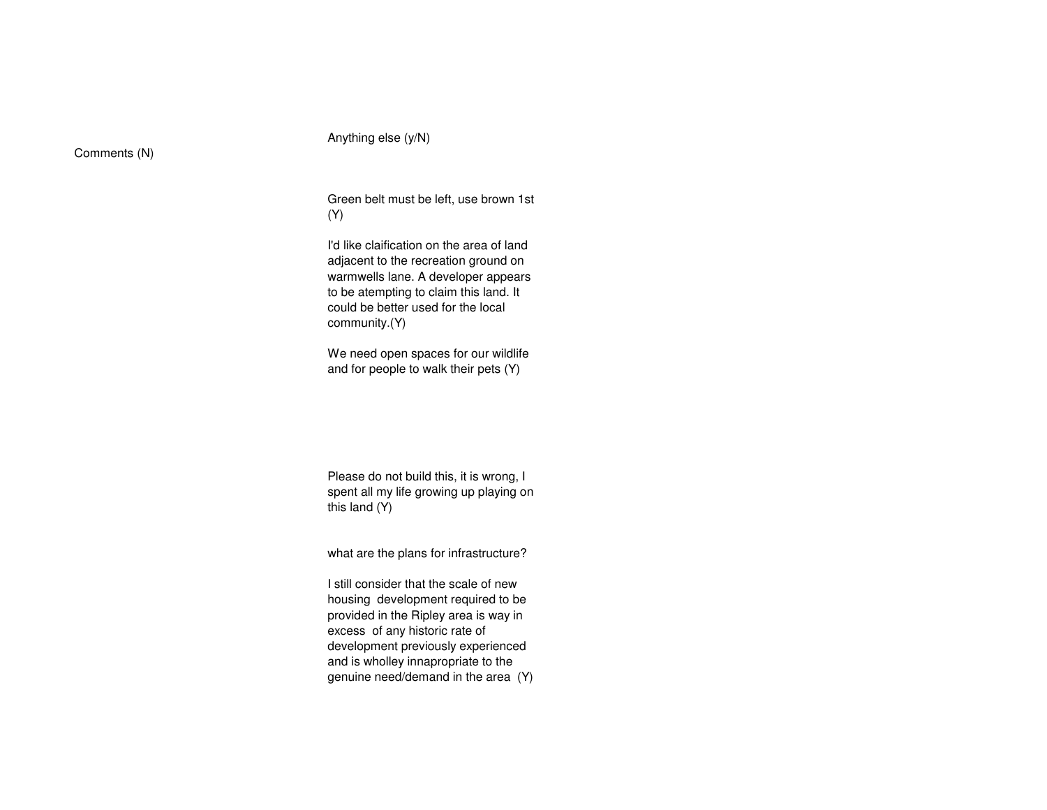| Comments (N) | Anything else (y/N) |
| --- | --- |
| | Green belt must be left, use brown 1st (Y) |
| | I'd like claification on the area of land adjacent to the recreation ground on warmwells lane. A developer appears to be atempting to claim this land. It could be better used for the local community.(Y) |
| | We need open spaces for our wildlife and for people to walk their pets (Y) |
| | Please do not build this, it is wrong, I spent all my life growing up playing on this land (Y) |
| | what are the plans for infrastructure? |
| | I still consider that the scale of new housing development required to be provided in the Ripley area is way in excess of any historic rate of development previously experienced and is wholley innapropriate to the genuine need/demand in the area (Y) |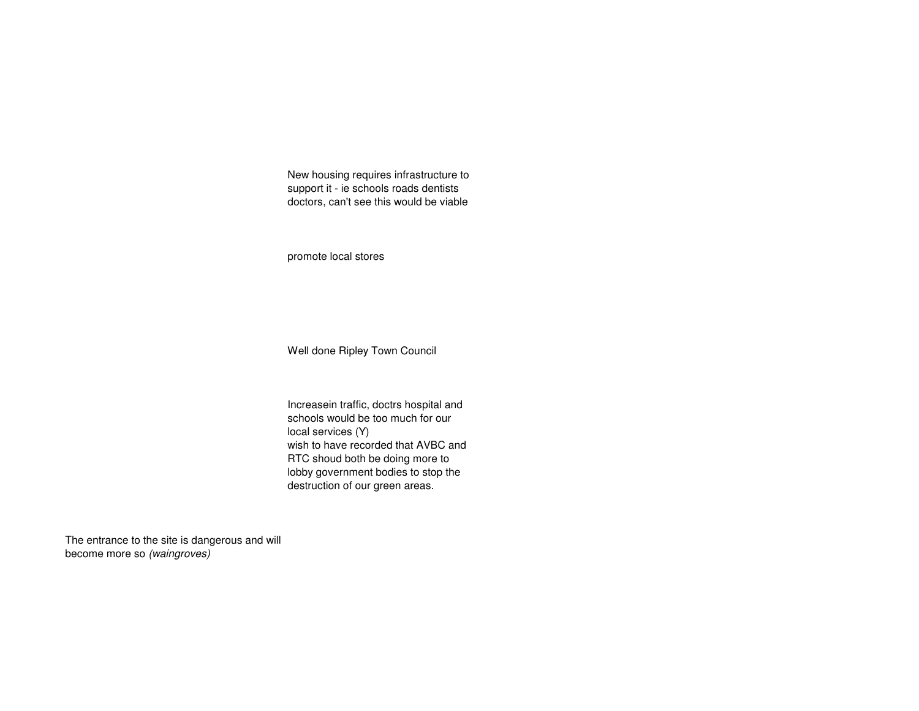New housing requires infrastructure to support it - ie schools roads dentists doctors, can't see this would be viable

promote local stores

Well done Ripley Town Council

Increasein traffic, doctrs hospital and schools would be too much for our local services (Y)
wish to have recorded that AVBC and RTC shoud both be doing more to lobby government bodies to stop the destruction of our green areas.

The entrance to the site is dangerous and will become more so *(waingroves)*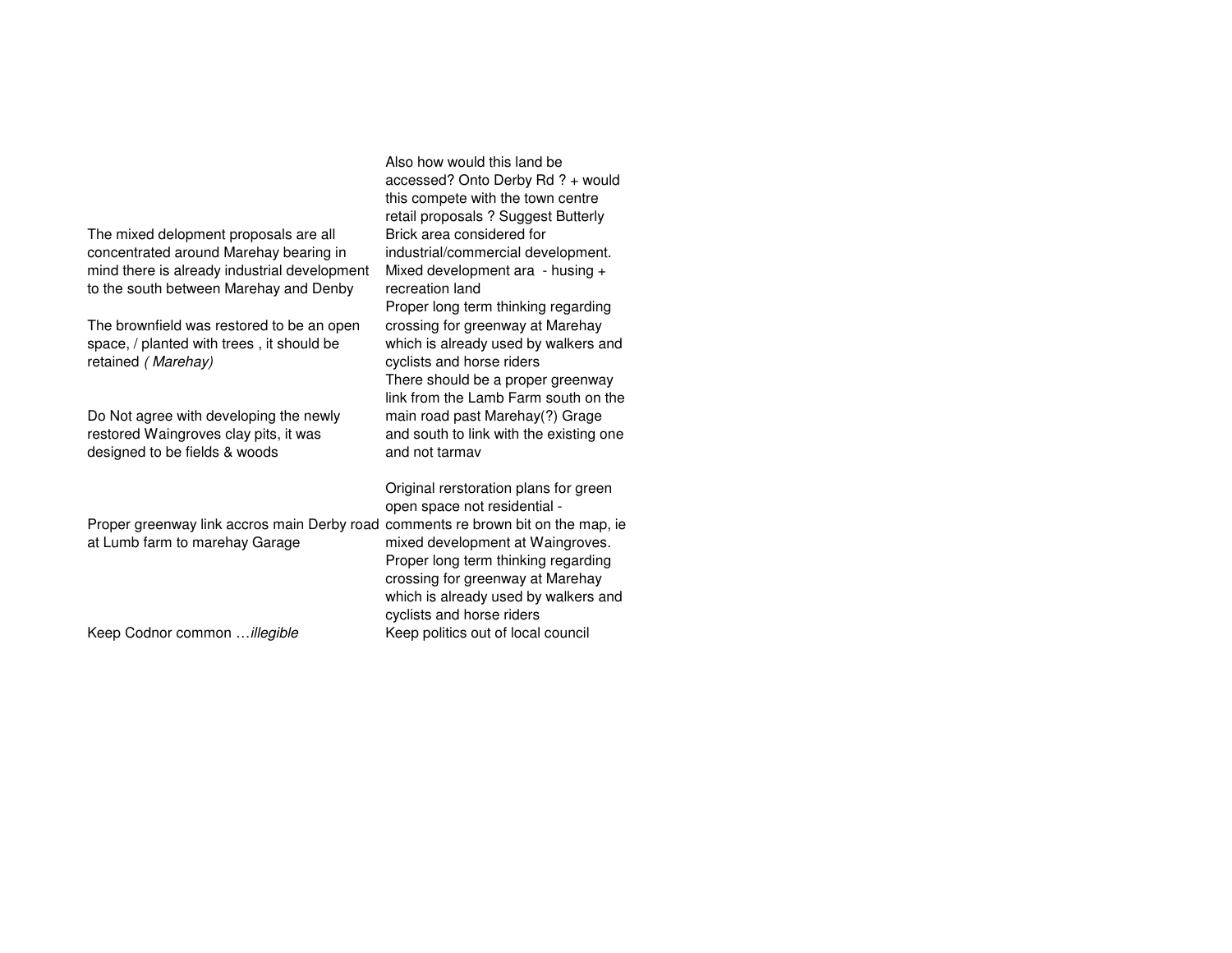| | |
|---|---|
| The mixed delopment proposals are all concentrated around Marehay bearing in mind there is already industrial development to the south between Marehay and Denby | Also how would this land be accessed? Onto Derby Rd ? + would this compete with the town centre retail proposals ? Suggest Butterly Brick area considered for industrial/commercial development. Mixed development ara - husing + recreation land |
| The brownfield was restored to be an open space, / planted with trees , it should be retained *( Marehay)* | Proper long term thinking regarding crossing for greenway at Marehay which is already used by walkers and cyclists and horse riders |
| Do Not agree with developing the newly restored Waingroves clay pits, it was designed to be fields & woods | There should be a proper greenway link from the Lamb Farm south on the main road past Marehay(?) Grage and south to link with the existing one and not tarmav |
| Proper greenway link accros main Derby road at Lumb farm to marehay Garage | Original rerstoration plans for green open space not residential - comments re brown bit on the map, ie mixed development at Waingroves. Proper long term thinking regarding crossing for greenway at Marehay which is already used by walkers and cyclists and horse riders |
| Keep Codnor common …*illegible* | Keep politics out of local council |